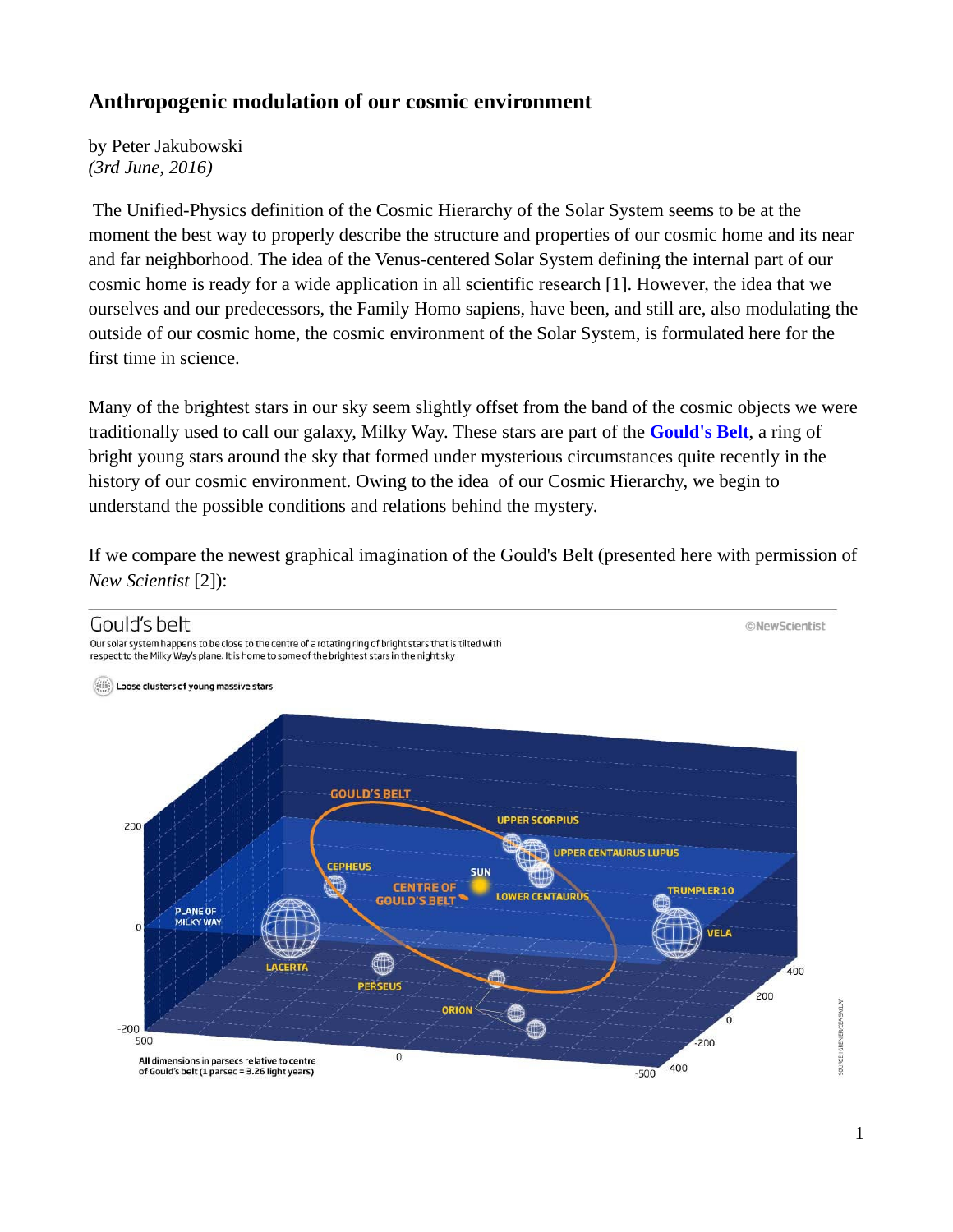# Anthropogenic modulation of our cosmic environment

by Peter Jakubowski
*(3rd June, 2016)*

The Unified-Physics definition of the Cosmic Hierarchy of the Solar System seems to be at the moment the best way to properly describe the structure and properties of our cosmic home and its near and far neighborhood. The idea of the Venus-centered Solar System defining the internal part of our cosmic home is ready for a wide application in all scientific research [1]. However, the idea that we ourselves and our predecessors, the Family Homo sapiens, have been, and still are, also modulating the outside of our cosmic home, the cosmic environment of the Solar System, is formulated here for the first time in science.

Many of the brightest stars in our sky seem slightly offset from the band of the cosmic objects we were traditionally used to call our galaxy, Milky Way. These stars are part of the **Gould's Belt**, a ring of bright young stars around the sky that formed under mysterious circumstances quite recently in the history of our cosmic environment. Owing to the idea of our Cosmic Hierarchy, we begin to understand the possible conditions and relations behind the mystery.

If we compare the newest graphical imagination of the Gould's Belt (presented here with permission of *New Scientist* [2]):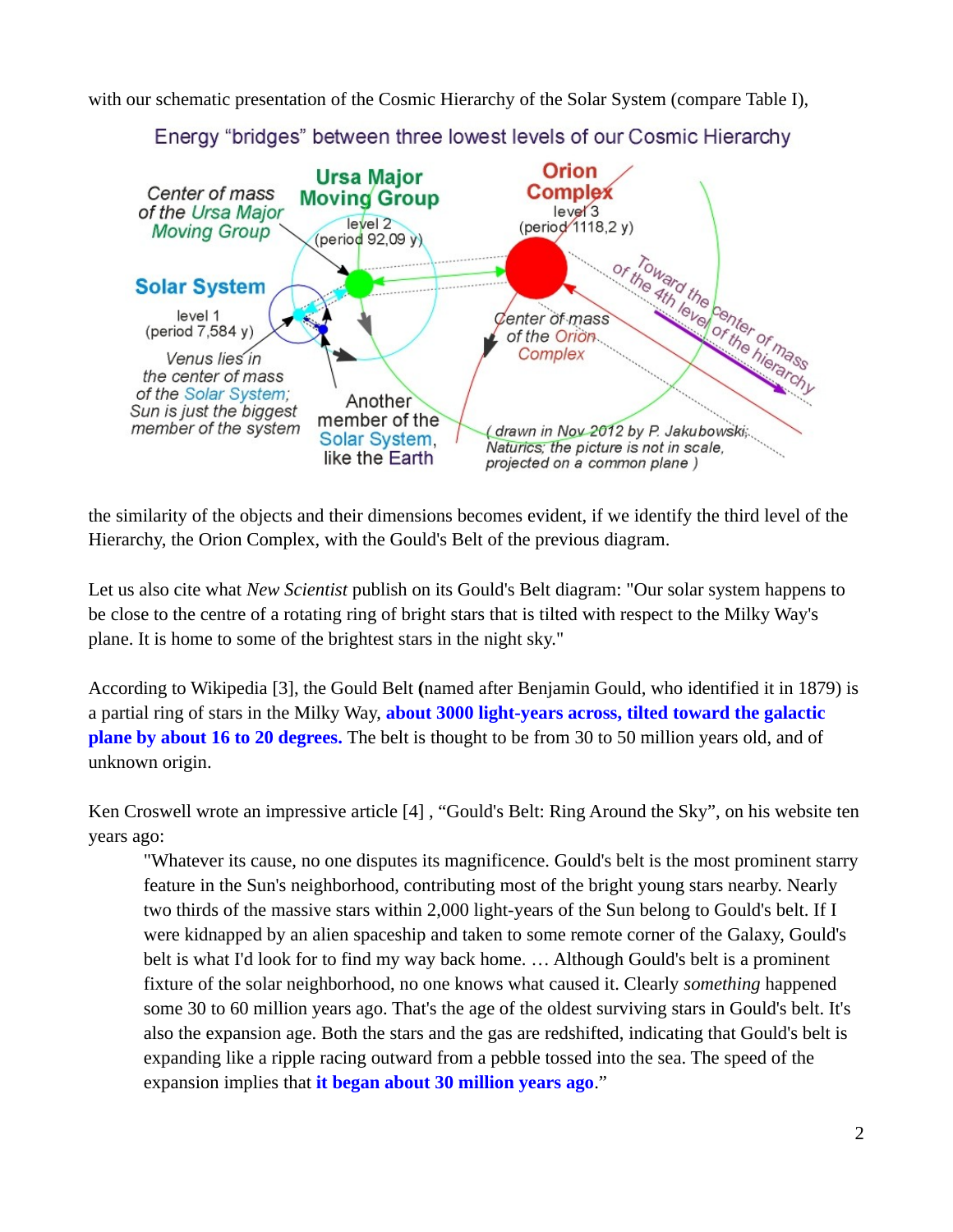with our schematic presentation of the Cosmic Hierarchy of the Solar System (compare Table I),

Energy “bridges” between three lowest levels of our Cosmic Hierarchy

( drawn in Nov 2012 by P. Jakubowski; Naturics; the picture is not in scale, projected on a common plane )

the similarity of the objects and their dimensions becomes evident, if we identify the third level of the Hierarchy, the Orion Complex, with the Gould's Belt of the previous diagram.

Let us also cite what *New Scientist* publish on its Gould's Belt diagram: "Our solar system happens to be close to the centre of a rotating ring of bright stars that is tilted with respect to the Milky Way's plane. It is home to some of the brightest stars in the night sky."

According to Wikipedia [3], the Gould Belt **(**named after Benjamin Gould, who identified it in 1879) is a partial ring of stars in the Milky Way, **about 3000 light-years across, tilted toward the galactic plane by about 16 to 20 degrees.** The belt is thought to be from 30 to 50 million years old, and of unknown origin.

Ken Croswell wrote an impressive article [4] , “Gould's Belt: Ring Around the Sky”, on his website ten years ago:

> "Whatever its cause, no one disputes its magnificence. Gould's belt is the most prominent starry feature in the Sun's neighborhood, contributing most of the bright young stars nearby. Nearly two thirds of the massive stars within 2,000 light-years of the Sun belong to Gould's belt. If I were kidnapped by an alien spaceship and taken to some remote corner of the Galaxy, Gould's belt is what I'd look for to find my way back home. … Although Gould's belt is a prominent fixture of the solar neighborhood, no one knows what caused it. Clearly *something* happened some 30 to 60 million years ago. That's the age of the oldest surviving stars in Gould's belt. It's also the expansion age. Both the stars and the gas are redshifted, indicating that Gould's belt is expanding like a ripple racing outward from a pebble tossed into the sea. The speed of the expansion implies that **it began about 30 million years ago**.”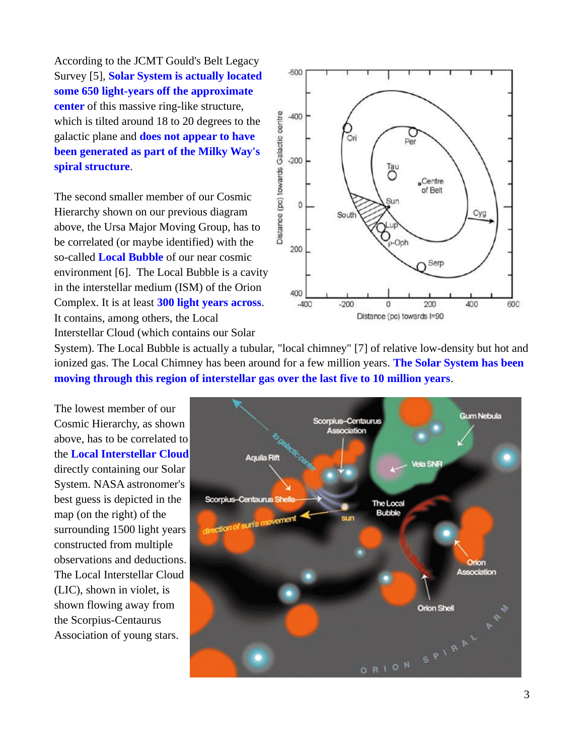According to the JCMT Gould's Belt Legacy Survey [5], **Solar System is actually located some 650 light-years off the approximate center** of this massive ring-like structure, which is tilted around 18 to 20 degrees to the galactic plane and **does not appear to have been generated as part of the Milky Way's spiral structure**.

The second smaller member of our Cosmic Hierarchy shown on our previous diagram above, the Ursa Major Moving Group, has to be correlated (or maybe identified) with the so-called **Local Bubble** of our near cosmic environment [6]. The Local Bubble is a cavity in the interstellar medium (ISM) of the Orion Complex. It is at least **300 light years across**. It contains, among others, the Local Interstellar Cloud (which contains our Solar System). The Local Bubble is actually a tubular, "local chimney" [7] of relative low-density but hot and ionized gas. The Local Chimney has been around for a few million years. **The Solar System has been moving through this region of interstellar gas over the last five to 10 million years**.

The lowest member of our Cosmic Hierarchy, as shown above, has to be correlated to the **Local Interstellar Cloud** directly containing our Solar System. NASA astronomer's best guess is depicted in the map (on the right) of the surrounding 1500 light years constructed from multiple observations and deductions. The Local Interstellar Cloud (LIC), shown in violet, is shown flowing away from the Scorpius-Centaurus Association of young stars.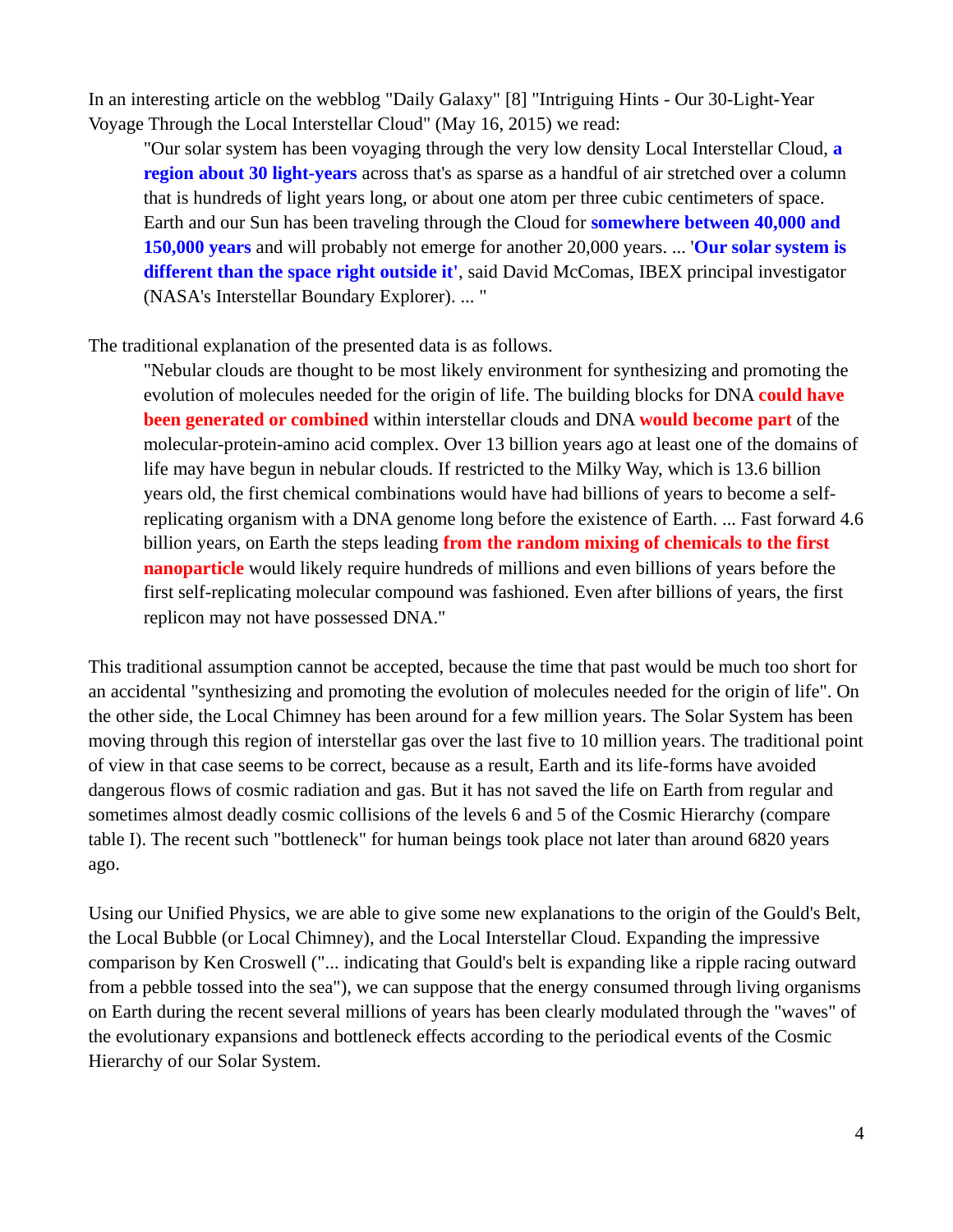In an interesting article on the webblog "Daily Galaxy" [8] "Intriguing Hints - Our 30-Light-Year Voyage Through the Local Interstellar Cloud" (May 16, 2015) we read:

> "Our solar system has been voyaging through the very low density Local Interstellar Cloud, **a region about 30 light-years** across that's as sparse as a handful of air stretched over a column that is hundreds of light years long, or about one atom per three cubic centimeters of space. Earth and our Sun has been traveling through the Cloud for **somewhere between 40,000 and 150,000 years** and will probably not emerge for another 20,000 years. ... **'Our solar system is different than the space right outside it'**, said David McComas, IBEX principal investigator (NASA's Interstellar Boundary Explorer). ... "

The traditional explanation of the presented data is as follows.

> "Nebular clouds are thought to be most likely environment for synthesizing and promoting the evolution of molecules needed for the origin of life. The building blocks for DNA **could have been generated or combined** within interstellar clouds and DNA **would become part** of the molecular-protein-amino acid complex. Over 13 billion years ago at least one of the domains of life may have begun in nebular clouds. If restricted to the Milky Way, which is 13.6 billion years old, the first chemical combinations would have had billions of years to become a self-replicating organism with a DNA genome long before the existence of Earth. ... Fast forward 4.6 billion years, on Earth the steps leading **from the random mixing of chemicals to the first nanoparticle** would likely require hundreds of millions and even billions of years before the first self-replicating molecular compound was fashioned. Even after billions of years, the first replicon may not have possessed DNA."

This traditional assumption cannot be accepted, because the time that past would be much too short for an accidental "synthesizing and promoting the evolution of molecules needed for the origin of life". On the other side, the Local Chimney has been around for a few million years. The Solar System has been moving through this region of interstellar gas over the last five to 10 million years. The traditional point of view in that case seems to be correct, because as a result, Earth and its life-forms have avoided dangerous flows of cosmic radiation and gas. But it has not saved the life on Earth from regular and sometimes almost deadly cosmic collisions of the levels 6 and 5 of the Cosmic Hierarchy (compare table I). The recent such "bottleneck" for human beings took place not later than around 6820 years ago.

Using our Unified Physics, we are able to give some new explanations to the origin of the Gould's Belt, the Local Bubble (or Local Chimney), and the Local Interstellar Cloud. Expanding the impressive comparison by Ken Croswell ("... indicating that Gould's belt is expanding like a ripple racing outward from a pebble tossed into the sea"), we can suppose that the energy consumed through living organisms on Earth during the recent several millions of years has been clearly modulated through the "waves" of the evolutionary expansions and bottleneck effects according to the periodical events of the Cosmic Hierarchy of our Solar System.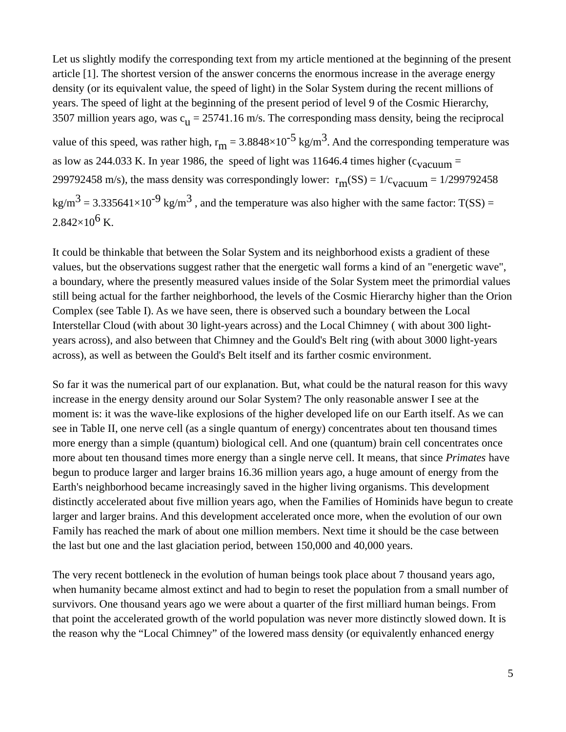Let us slightly modify the corresponding text from my article mentioned at the beginning of the present article [1]. The shortest version of the answer concerns the enormous increase in the average energy density (or its equivalent value, the speed of light) in the Solar System during the recent millions of years. The speed of light at the beginning of the present period of level 9 of the Cosmic Hierarchy, 3507 million years ago, was $c_u = 25741.16$ m/s. The corresponding mass density, being the reciprocal value of this speed, was rather high, $r_m = 3.8848 \times 10^{-5}$ kg/m$^3$. And the corresponding temperature was as low as 244.033 K. In year 1986, the speed of light was 11646.4 times higher ($c_{vacuum} = 299792458$ m/s), the mass density was correspondingly lower: $r_m(SS) = 1/c_{vacuum} = 1/299792458$ kg/m$^3$ = $3.335641 \times 10^{-9}$ kg/m$^3$ , and the temperature was also higher with the same factor: $T(SS) = 2.842 \times 10^6$ K.

It could be thinkable that between the Solar System and its neighborhood exists a gradient of these values, but the observations suggest rather that the energetic wall forms a kind of an "energetic wave", a boundary, where the presently measured values inside of the Solar System meet the primordial values still being actual for the farther neighborhood, the levels of the Cosmic Hierarchy higher than the Orion Complex (see Table I). As we have seen, there is observed such a boundary between the Local Interstellar Cloud (with about 30 light-years across) and the Local Chimney ( with about 300 light-years across), and also between that Chimney and the Gould's Belt ring (with about 3000 light-years across), as well as between the Gould's Belt itself and its farther cosmic environment.

So far it was the numerical part of our explanation. But, what could be the natural reason for this wavy increase in the energy density around our Solar System? The only reasonable answer I see at the moment is: it was the wave-like explosions of the higher developed life on our Earth itself. As we can see in Table II, one nerve cell (as a single quantum of energy) concentrates about ten thousand times more energy than a simple (quantum) biological cell. And one (quantum) brain cell concentrates once more about ten thousand times more energy than a single nerve cell. It means, that since *Primates* have begun to produce larger and larger brains 16.36 million years ago, a huge amount of energy from the Earth's neighborhood became increasingly saved in the higher living organisms. This development distinctly accelerated about five million years ago, when the Families of Hominids have begun to create larger and larger brains. And this development accelerated once more, when the evolution of our own Family has reached the mark of about one million members. Next time it should be the case between the last but one and the last glaciation period, between 150,000 and 40,000 years.

The very recent bottleneck in the evolution of human beings took place about 7 thousand years ago, when humanity became almost extinct and had to begin to reset the population from a small number of survivors. One thousand years ago we were about a quarter of the first milliard human beings. From that point the accelerated growth of the world population was never more distinctly slowed down. It is the reason why the “Local Chimney” of the lowered mass density (or equivalently enhanced energy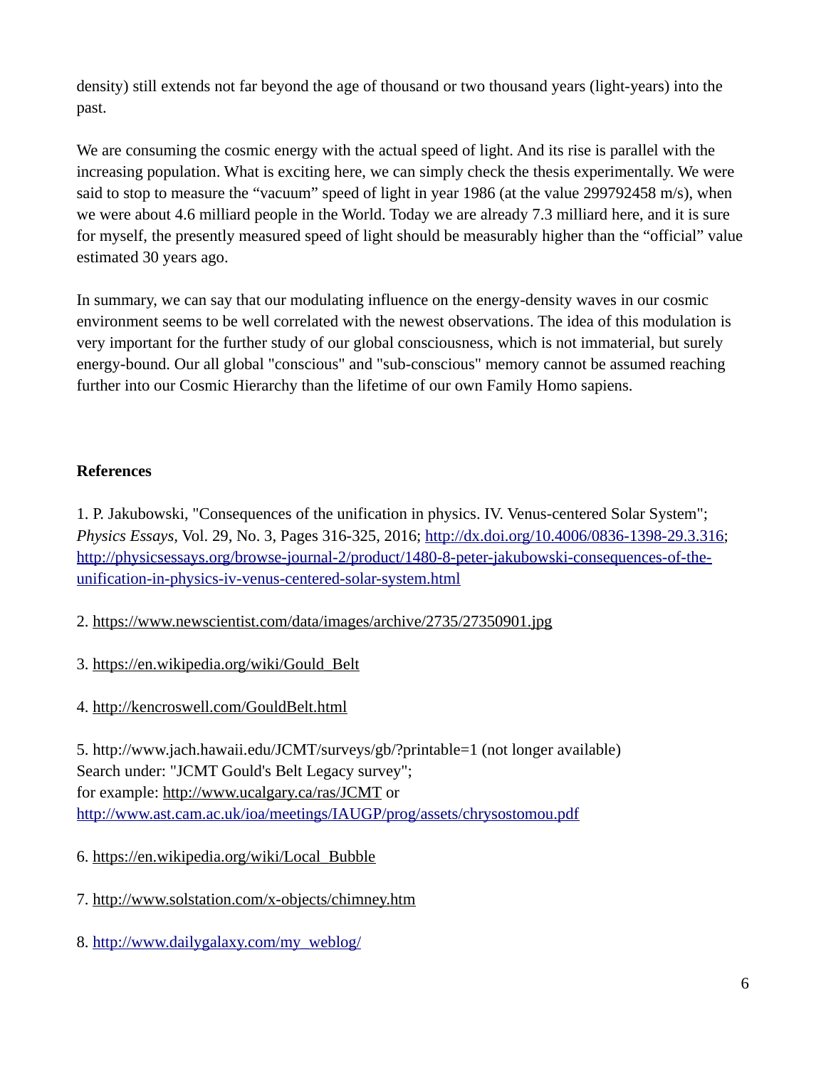density) still extends not far beyond the age of thousand or two thousand years (light-years) into the past.

We are consuming the cosmic energy with the actual speed of light. And its rise is parallel with the increasing population. What is exciting here, we can simply check the thesis experimentally. We were said to stop to measure the "vacuum" speed of light in year 1986 (at the value 299792458 m/s), when we were about 4.6 milliard people in the World. Today we are already 7.3 milliard here, and it is sure for myself, the presently measured speed of light should be measurably higher than the "official" value estimated 30 years ago.

In summary, we can say that our modulating influence on the energy-density waves in our cosmic environment seems to be well correlated with the newest observations. The idea of this modulation is very important for the further study of our global consciousness, which is not immaterial, but surely energy-bound. Our all global "conscious" and "sub-conscious" memory cannot be assumed reaching further into our Cosmic Hierarchy than the lifetime of our own Family Homo sapiens.

**References**

1. P. Jakubowski, "Consequences of the unification in physics. IV. Venus-centered Solar System"; *Physics Essays,* Vol. 29, No. 3, Pages 316-325, 2016; http://dx.doi.org/10.4006/0836-1398-29.3.316; http://physicsessays.org/browse-journal-2/product/1480-8-peter-jakubowski-consequences-of-the-unification-in-physics-iv-venus-centered-solar-system.html

2. https://www.newscientist.com/data/images/archive/2735/27350901.jpg

3. https://en.wikipedia.org/wiki/Gould_Belt

4. http://kencroswell.com/GouldBelt.html

5. http://www.jach.hawaii.edu/JCMT/surveys/gb/?printable=1 (not longer available)
Search under: "JCMT Gould's Belt Legacy survey";
for example: http://www.ucalgary.ca/ras/JCMT or
http://www.ast.cam.ac.uk/ioa/meetings/IAUGP/prog/assets/chrysostomou.pdf

6. https://en.wikipedia.org/wiki/Local_Bubble

7. http://www.solstation.com/x-objects/chimney.htm

8. http://www.dailygalaxy.com/my_weblog/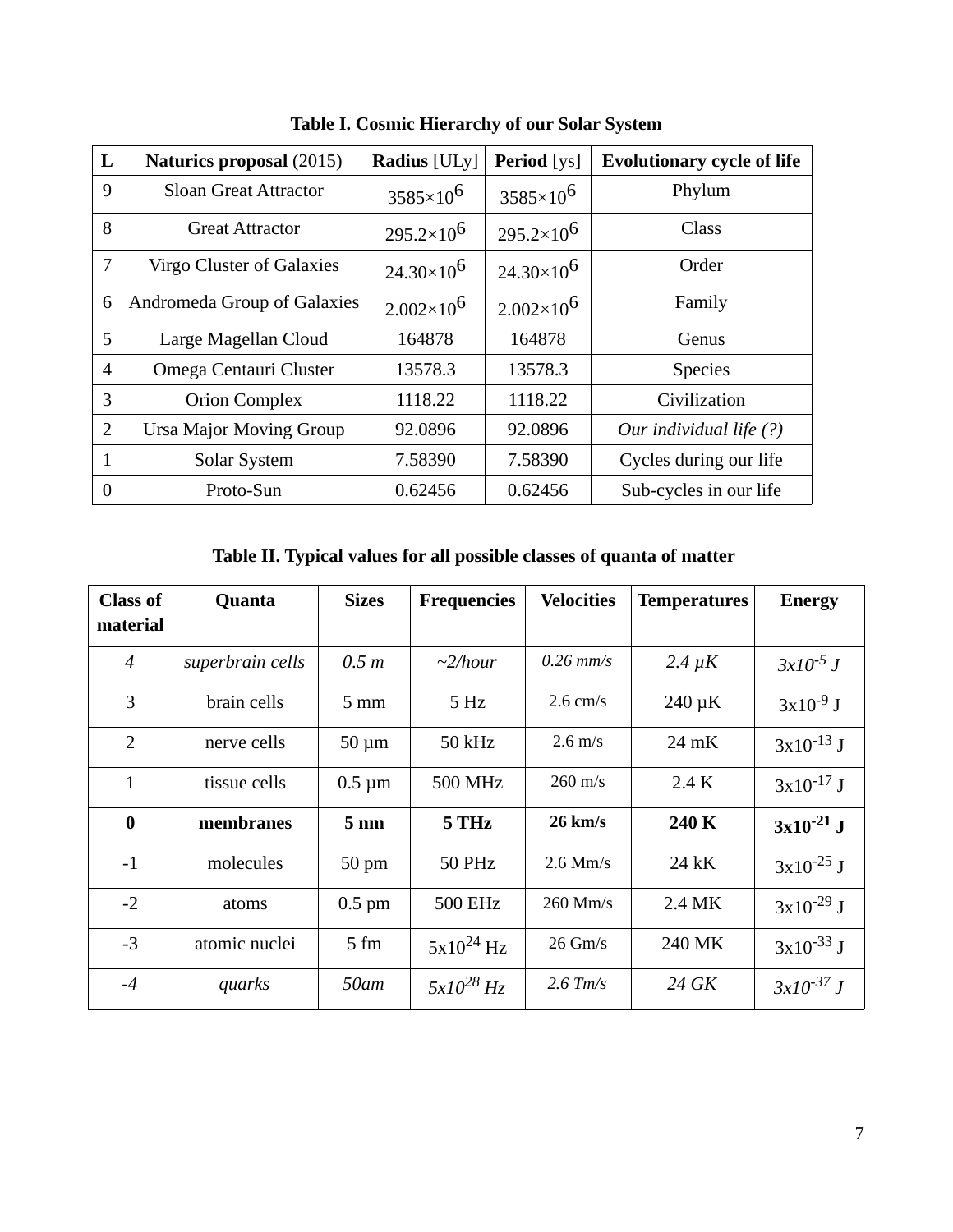**Table I. Cosmic Hierarchy of our Solar System**

| L | **Naturics proposal** (2015) | **Radius** [ULy] | **Period** [ys] | **Evolutionary cycle of life** |
|---|---|---|---|---|
| 9 | Sloan Great Attractor | $3585\times10^6$ | $3585\times10^6$ | Phylum |
| 8 | Great Attractor | $295.2\times10^6$ | $295.2\times10^6$ | Class |
| 7 | Virgo Cluster of Galaxies | $24.30\times10^6$ | $24.30\times10^6$ | Order |
| 6 | Andromeda Group of Galaxies | $2.002\times10^6$ | $2.002\times10^6$ | Family |
| 5 | Large Magellan Cloud | 164878 | 164878 | Genus |
| 4 | Omega Centauri Cluster | 13578.3 | 13578.3 | Species |
| 3 | Orion Complex | 1118.22 | 1118.22 | Civilization |
| 2 | Ursa Major Moving Group | 92.0896 | 92.0896 | *Our individual life (?)* |
| 1 | Solar System | 7.58390 | 7.58390 | Cycles during our life |
| 0 | Proto-Sun | 0.62456 | 0.62456 | Sub-cycles in our life |

**Table II. Typical values for all possible classes of quanta of matter**

| **Class of material** | **Quanta** | **Sizes** | **Frequencies** | **Velocities** | **Temperatures** | **Energy** |
|---|---|---|---|---|---|---|
| *4* | *superbrain cells* | *0.5 m* | *~2/hour* | *0.26 mm/s* | *2.4 μK* | *$3x10^{-5}$ J* |
| 3 | brain cells | 5 mm | 5 Hz | 2.6 cm/s | 240 μK | $3x10^{-9}$ J |
| 2 | nerve cells | 50 μm | 50 kHz | 2.6 m/s | 24 mK | $3x10^{-13}$ J |
| 1 | tissue cells | 0.5 μm | 500 MHz | 260 m/s | 2.4 K | $3x10^{-17}$ J |
| **0** | **membranes** | **5 nm** | **5 THz** | **26 km/s** | **240 K** | **$3x10^{-21}$ J** |
| -1 | molecules | 50 pm | 50 PHz | 2.6 Mm/s | 24 kK | $3x10^{-25}$ J |
| -2 | atoms | 0.5 pm | 500 EHz | 260 Mm/s | 2.4 MK | $3x10^{-29}$ J |
| -3 | atomic nuclei | 5 fm | $5x10^{24}$ Hz | 26 Gm/s | 240 MK | $3x10^{-33}$ J |
| *-4* | *quarks* | *50am* | *$5x10^{28}$ Hz* | *2.6 Tm/s* | *24 GK* | *$3x10^{-37}$ J* |